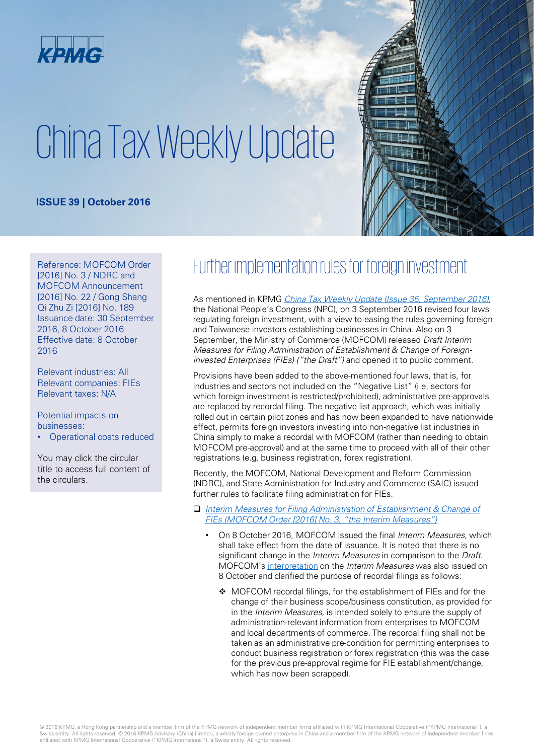# China Tax Weekly Update

**ISSUE 39 | October 2016**

Reference: MOFCOM Order [2016] No. 3 / NDRC and MOFCOM Announcement [2016] No. 22 / Gong Shang Qi Zhu Zi [2016] No. 189
Issuance date: 30 September 2016, 8 October 2016
Effective date: 8 October 2016

Relevant industries: All
Relevant companies: FIEs
Relevant taxes: N/A

Potential impacts on businesses:

- Operational costs reduced

You may click the circular title to access full content of the circulars.

## Further implementation rules for foreign investment

As mentioned in KPMG *China Tax Weekly Update (Issue 35, September 2016)*, the National People's Congress (NPC), on 3 September 2016 revised four laws regulating foreign investment, with a view to easing the rules governing foreign and Taiwanese investors establishing businesses in China. Also on 3 September, the Ministry of Commerce (MOFCOM) released *Draft Interim Measures for Filing Administration of Establishment & Change of Foreign-invested Enterprises (FIEs) ("the Draft")* and opened it to public comment.

Provisions have been added to the above-mentioned four laws, that is, for industries and sectors not included on the "Negative List" (i.e. sectors for which foreign investment is restricted/prohibited), administrative pre-approvals are replaced by recordal filing. The negative list approach, which was initially rolled out in certain pilot zones and has now been expanded to have nationwide effect, permits foreign investors investing into non-negative list industries in China simply to make a recordal with MOFCOM (rather than needing to obtain MOFCOM pre-approval) and at the same time to proceed with all of their other registrations (e.g. business registration, forex registration).

Recently, the MOFCOM, National Development and Reform Commission (NDRC), and State Administration for Industry and Commerce (SAIC) issued further rules to facilitate filing administration for FIEs.

- *Interim Measures for Filing Administration of Establishment & Change of FIEs (MOFCOM Order [2016] No. 3, "the Interim Measures")*
  - On 8 October 2016, MOFCOM issued the final *Interim Measures*, which shall take effect from the date of issuance. It is noted that there is no significant change in the *Interim Measures* in comparison to the *Draft*. MOFCOM's interpretation on the *Interim Measures* was also issued on 8 October and clarified the purpose of recordal filings as follows:
    - MOFCOM recordal filings, for the establishment of FIEs and for the change of their business scope/business constitution, as provided for in the *Interim Measures*, is intended solely to ensure the supply of administration-relevant information from enterprises to MOFCOM and local departments of commerce. The recordal filing shall not be taken as an administrative pre-condition for permitting enterprises to conduct business registration or forex registration (this was the case for the previous pre-approval regime for FIE establishment/change, which has now been scrapped).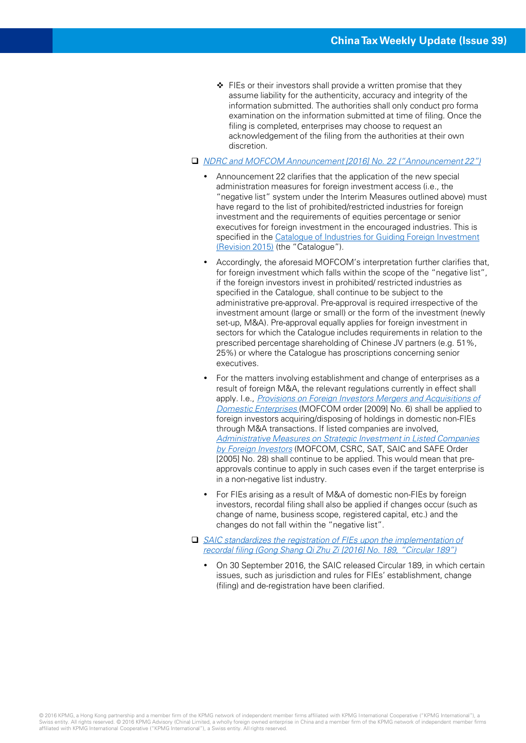- FIEs or their investors shall provide a written promise that they assume liability for the authenticity, accuracy and integrity of the information submitted. The authorities shall only conduct pro forma examination on the information submitted at time of filing. Once the filing is completed, enterprises may choose to request an acknowledgement of the filing from the authorities at their own discretion.

- *NDRC and MOFCOM Announcement [2016] No. 22 ("Announcement 22")*

  - Announcement 22 clarifies that the application of the new special administration measures for foreign investment access (i.e., the "negative list" system under the Interim Measures outlined above) must have regard to the list of prohibited/restricted industries for foreign investment and the requirements of equities percentage or senior executives for foreign investment in the encouraged industries. This is specified in the Catalogue of Industries for Guiding Foreign Investment (Revision 2015) (the "Catalogue").

  - Accordingly, the aforesaid MOFCOM's interpretation further clarifies that, for foreign investment which falls within the scope of the "negative list", if the foreign investors invest in prohibited/ restricted industries as specified in the Catalogue, shall continue to be subject to the administrative pre-approval. Pre-approval is required irrespective of the investment amount (large or small) or the form of the investment (newly set-up, M&A). Pre-approval equally applies for foreign investment in sectors for which the Catalogue includes requirements in relation to the prescribed percentage shareholding of Chinese JV partners (e.g. 51%, 25%) or where the Catalogue has proscriptions concerning senior executives.

  - For the matters involving establishment and change of enterprises as a result of foreign M&A, the relevant regulations currently in effect shall apply. I.e., *Provisions on Foreign Investors Mergers and Acquisitions of Domestic Enterprises* (MOFCOM order [2009] No. 6) shall be applied to foreign investors acquiring/disposing of holdings in domestic non-FIEs through M&A transactions. If listed companies are involved, *Administrative Measures on Strategic Investment in Listed Companies by Foreign Investors* (MOFCOM, CSRC, SAT, SAIC and SAFE Order [2005] No. 28) shall continue to be applied. This would mean that pre-approvals continue to apply in such cases even if the target enterprise is in a non-negative list industry.

  - For FIEs arising as a result of M&A of domestic non-FIEs by foreign investors, recordal filing shall also be applied if changes occur (such as change of name, business scope, registered capital, etc.) and the changes do not fall within the "negative list".

- *SAIC standardizes the registration of FIEs upon the implementation of recordal filing (Gong Shang Qi Zhu Zi [2016] No. 189, "Circular 189")*

  - On 30 September 2016, the SAIC released Circular 189, in which certain issues, such as jurisdiction and rules for FIEs' establishment, change (filing) and de-registration have been clarified.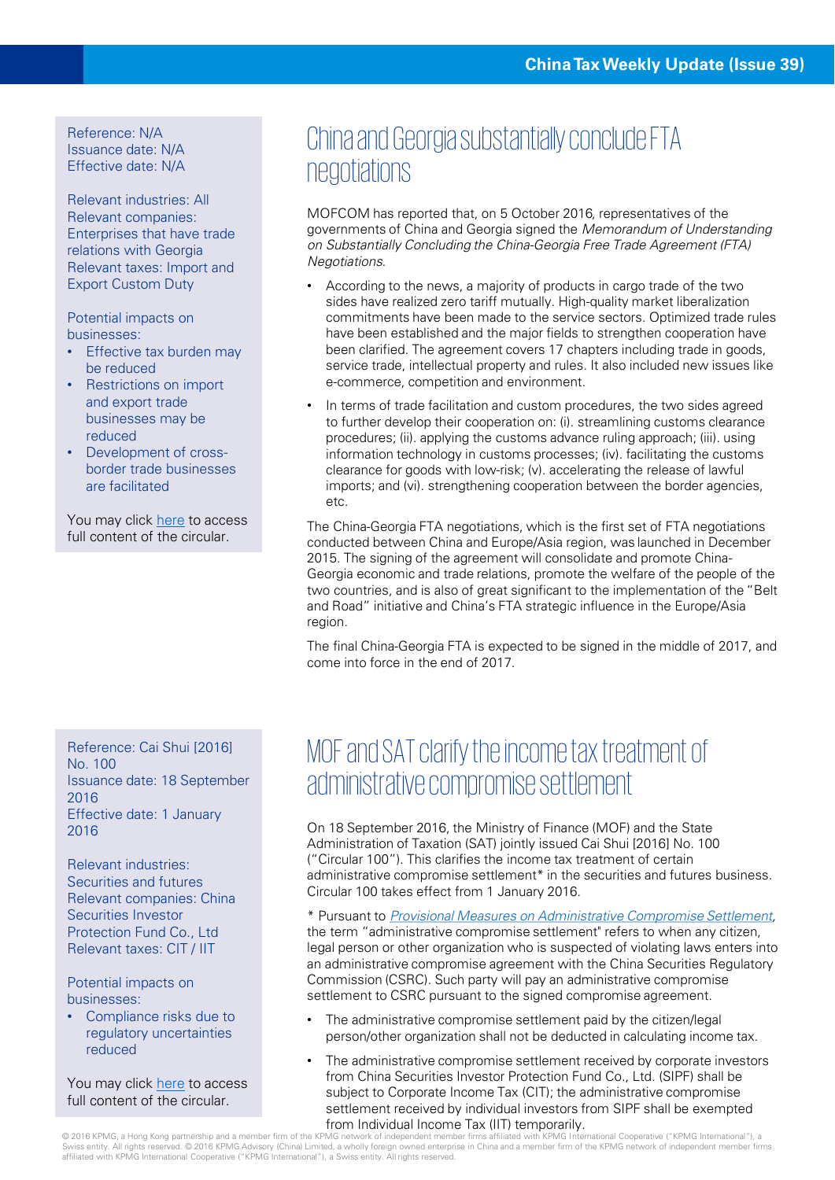Reference: N/A
Issuance date: N/A
Effective date: N/A

Relevant industries: All
Relevant companies: Enterprises that have trade relations with Georgia
Relevant taxes: Import and Export Custom Duty

Potential impacts on businesses:

- Effective tax burden may be reduced
- Restrictions on import and export trade businesses may be reduced
- Development of cross-border trade businesses are facilitated

You may click here to access full content of the circular.

## China and Georgia substantially conclude FTA negotiations

MOFCOM has reported that, on 5 October 2016, representatives of the governments of China and Georgia signed the *Memorandum of Understanding on Substantially Concluding the China-Georgia Free Trade Agreement (FTA) Negotiations*.

- According to the news, a majority of products in cargo trade of the two sides have realized zero tariff mutually. High-quality market liberalization commitments have been made to the service sectors. Optimized trade rules have been established and the major fields to strengthen cooperation have been clarified. The agreement covers 17 chapters including trade in goods, service trade, intellectual property and rules. It also included new issues like e-commerce, competition and environment.
- In terms of trade facilitation and custom procedures, the two sides agreed to further develop their cooperation on: (i). streamlining customs clearance procedures; (ii). applying the customs advance ruling approach; (iii). using information technology in customs processes; (iv). facilitating the customs clearance for goods with low-risk; (v). accelerating the release of lawful imports; and (vi). strengthening cooperation between the border agencies, etc.

The China-Georgia FTA negotiations, which is the first set of FTA negotiations conducted between China and Europe/Asia region, was launched in December 2015. The signing of the agreement will consolidate and promote China-Georgia economic and trade relations, promote the welfare of the people of the two countries, and is also of great significant to the implementation of the "Belt and Road" initiative and China's FTA strategic influence in the Europe/Asia region.

The final China-Georgia FTA is expected to be signed in the middle of 2017, and come into force in the end of 2017.

Reference: Cai Shui [2016] No. 100
Issuance date: 18 September 2016
Effective date: 1 January 2016

Relevant industries: Securities and futures
Relevant companies: China Securities Investor Protection Fund Co., Ltd
Relevant taxes: CIT / IIT

Potential impacts on businesses:

- Compliance risks due to regulatory uncertainties reduced

You may click here to access full content of the circular.

## MOF and SAT clarify the income tax treatment of administrative compromise settlement

On 18 September 2016, the Ministry of Finance (MOF) and the State Administration of Taxation (SAT) jointly issued Cai Shui [2016] No. 100 ("Circular 100"). This clarifies the income tax treatment of certain administrative compromise settlement* in the securities and futures business. Circular 100 takes effect from 1 January 2016.

\* Pursuant to *Provisional Measures on Administrative Compromise Settlement*, the term "administrative compromise settlement" refers to when any citizen, legal person or other organization who is suspected of violating laws enters into an administrative compromise agreement with the China Securities Regulatory Commission (CSRC). Such party will pay an administrative compromise settlement to CSRC pursuant to the signed compromise agreement.

- The administrative compromise settlement paid by the citizen/legal person/other organization shall not be deducted in calculating income tax.
- The administrative compromise settlement received by corporate investors from China Securities Investor Protection Fund Co., Ltd. (SIPF) shall be subject to Corporate Income Tax (CIT); the administrative compromise settlement received by individual investors from SIPF shall be exempted from Individual Income Tax (IIT) temporarily.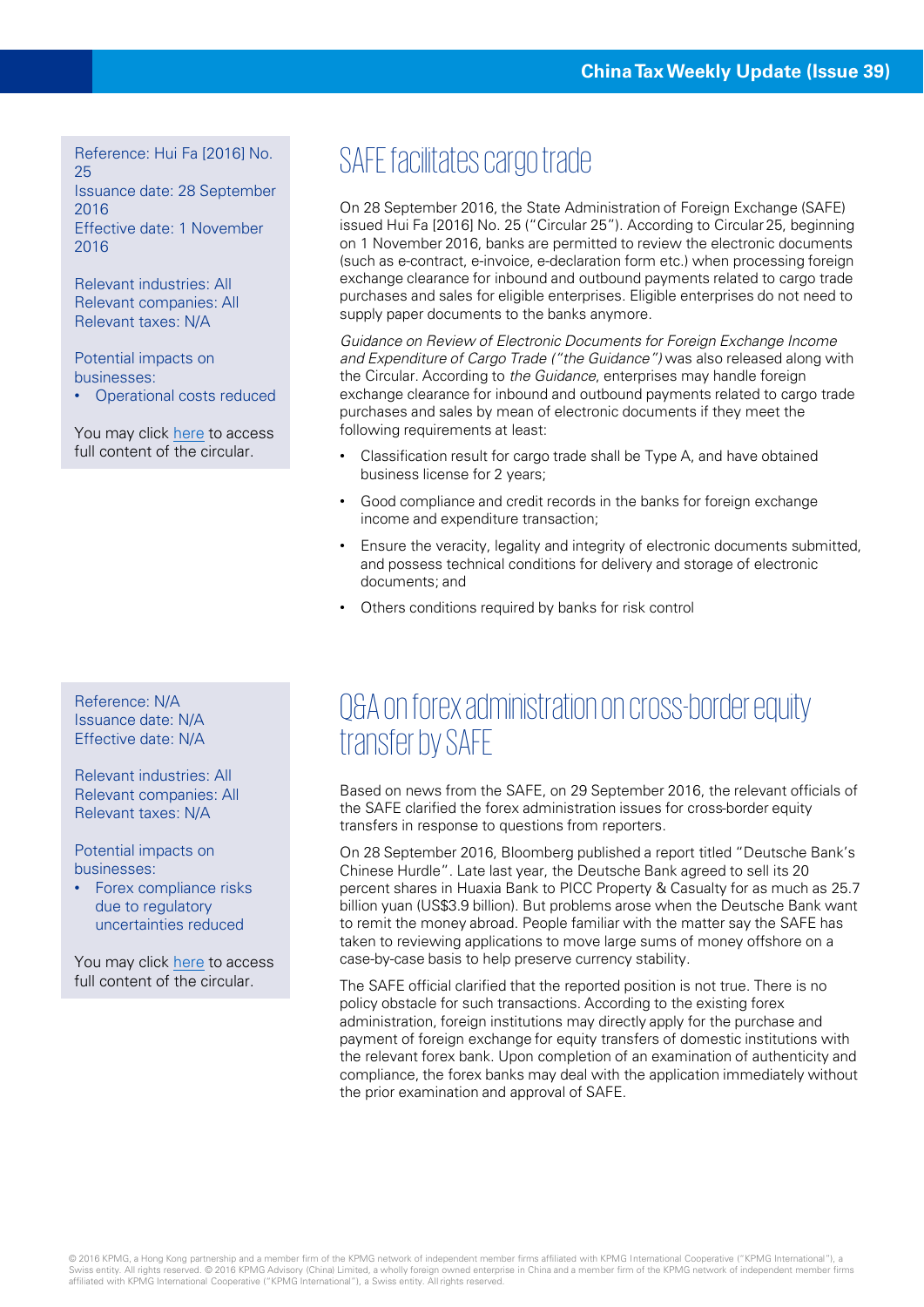Reference: Hui Fa [2016] No. 25
Issuance date: 28 September 2016
Effective date: 1 November 2016

Relevant industries: All
Relevant companies: All
Relevant taxes: N/A

Potential impacts on businesses:

- Operational costs reduced

You may click here to access full content of the circular.

# SAFE facilitates cargo trade

On 28 September 2016, the State Administration of Foreign Exchange (SAFE) issued Hui Fa [2016] No. 25 ("Circular 25"). According to Circular 25, beginning on 1 November 2016, banks are permitted to review the electronic documents (such as e-contract, e-invoice, e-declaration form etc.) when processing foreign exchange clearance for inbound and outbound payments related to cargo trade purchases and sales for eligible enterprises. Eligible enterprises do not need to supply paper documents to the banks anymore.

*Guidance on Review of Electronic Documents for Foreign Exchange Income and Expenditure of Cargo Trade ("the Guidance")* was also released along with the Circular. According to *the Guidance*, enterprises may handle foreign exchange clearance for inbound and outbound payments related to cargo trade purchases and sales by mean of electronic documents if they meet the following requirements at least:

- Classification result for cargo trade shall be Type A, and have obtained business license for 2 years;
- Good compliance and credit records in the banks for foreign exchange income and expenditure transaction;
- Ensure the veracity, legality and integrity of electronic documents submitted, and possess technical conditions for delivery and storage of electronic documents; and
- Others conditions required by banks for risk control

Reference: N/A
Issuance date: N/A
Effective date: N/A

Relevant industries: All
Relevant companies: All
Relevant taxes: N/A

Potential impacts on businesses:

- Forex compliance risks due to regulatory uncertainties reduced

You may click here to access full content of the circular.

# Q&A on forex administration on cross-border equity transfer by SAFE

Based on news from the SAFE, on 29 September 2016, the relevant officials of the SAFE clarified the forex administration issues for cross-border equity transfers in response to questions from reporters.

On 28 September 2016, Bloomberg published a report titled "Deutsche Bank's Chinese Hurdle". Late last year, the Deutsche Bank agreed to sell its 20 percent shares in Huaxia Bank to PICC Property & Casualty for as much as 25.7 billion yuan (US$3.9 billion). But problems arose when the Deutsche Bank want to remit the money abroad. People familiar with the matter say the SAFE has taken to reviewing applications to move large sums of money offshore on a case-by-case basis to help preserve currency stability.

The SAFE official clarified that the reported position is not true. There is no policy obstacle for such transactions. According to the existing forex administration, foreign institutions may directly apply for the purchase and payment of foreign exchange for equity transfers of domestic institutions with the relevant forex bank. Upon completion of an examination of authenticity and compliance, the forex banks may deal with the application immediately without the prior examination and approval of SAFE.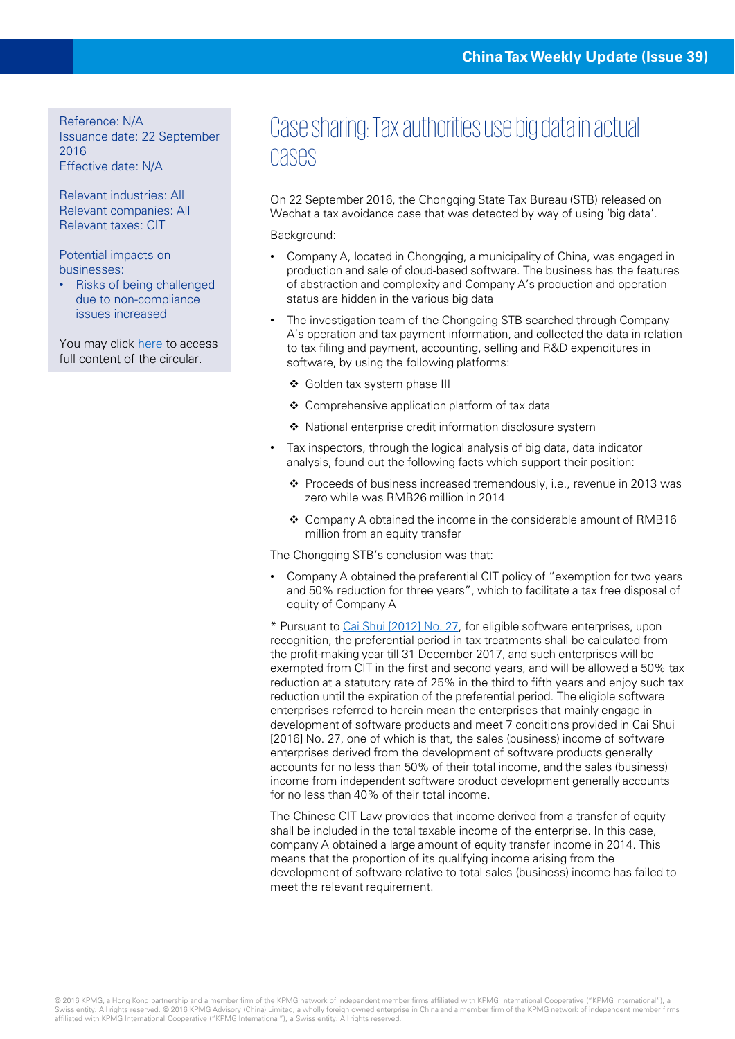Reference: N/A
Issuance date: 22 September 2016
Effective date: N/A

Relevant industries: All
Relevant companies: All
Relevant taxes: CIT

Potential impacts on businesses:

- Risks of being challenged due to non-compliance issues increased

You may click here to access full content of the circular.

# Case sharing: Tax authorities use big data in actual cases

On 22 September 2016, the Chongqing State Tax Bureau (STB) released on Wechat a tax avoidance case that was detected by way of using 'big data'.

Background:

- Company A, located in Chongqing, a municipality of China, was engaged in production and sale of cloud-based software. The business has the features of abstraction and complexity and Company A's production and operation status are hidden in the various big data
- The investigation team of the Chongqing STB searched through Company A's operation and tax payment information, and collected the data in relation to tax filing and payment, accounting, selling and R&D expenditures in software, by using the following platforms:
  - ❖ Golden tax system phase III
  - ❖ Comprehensive application platform of tax data
  - ❖ National enterprise credit information disclosure system
- Tax inspectors, through the logical analysis of big data, data indicator analysis, found out the following facts which support their position:
  - ❖ Proceeds of business increased tremendously, i.e., revenue in 2013 was zero while was RMB26 million in 2014
  - ❖ Company A obtained the income in the considerable amount of RMB16 million from an equity transfer

The Chongqing STB's conclusion was that:

- Company A obtained the preferential CIT policy of "exemption for two years and 50% reduction for three years", which to facilitate a tax free disposal of equity of Company A

\* Pursuant to Cai Shui [2012] No. 27, for eligible software enterprises, upon recognition, the preferential period in tax treatments shall be calculated from the profit-making year till 31 December 2017, and such enterprises will be exempted from CIT in the first and second years, and will be allowed a 50% tax reduction at a statutory rate of 25% in the third to fifth years and enjoy such tax reduction until the expiration of the preferential period. The eligible software enterprises referred to herein mean the enterprises that mainly engage in development of software products and meet 7 conditions provided in Cai Shui [2016] No. 27, one of which is that, the sales (business) income of software enterprises derived from the development of software products generally accounts for no less than 50% of their total income, and the sales (business) income from independent software product development generally accounts for no less than 40% of their total income.

The Chinese CIT Law provides that income derived from a transfer of equity shall be included in the total taxable income of the enterprise. In this case, company A obtained a large amount of equity transfer income in 2014. This means that the proportion of its qualifying income arising from the development of software relative to total sales (business) income has failed to meet the relevant requirement.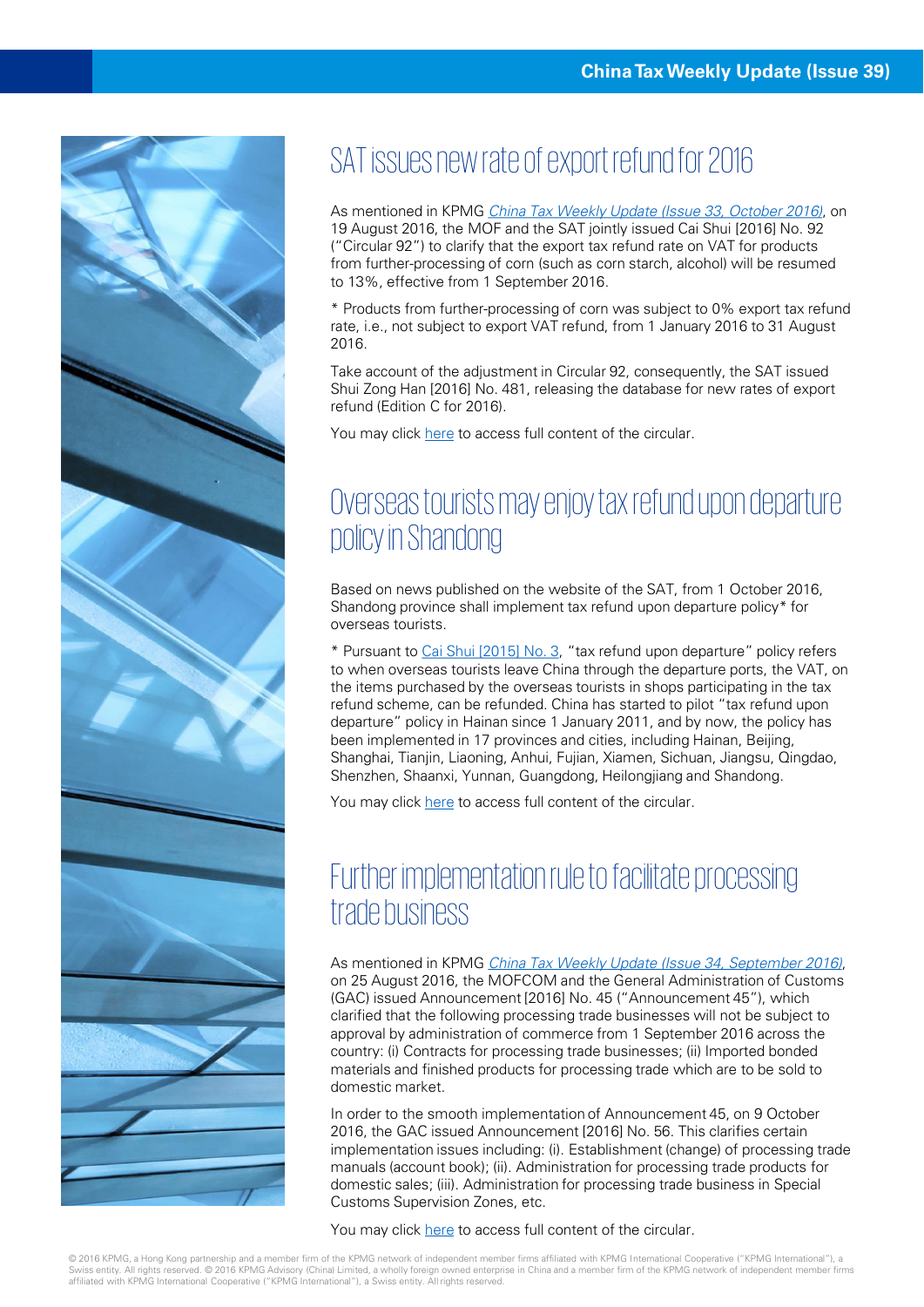## SAT issues new rate of export refund for 2016

As mentioned in KPMG *China Tax Weekly Update (Issue 33, October 2016)*, on 19 August 2016, the MOF and the SAT jointly issued Cai Shui [2016] No. 92 ("Circular 92") to clarify that the export tax refund rate on VAT for products from further-processing of corn (such as corn starch, alcohol) will be resumed to 13%, effective from 1 September 2016.

\* Products from further-processing of corn was subject to 0% export tax refund rate, i.e., not subject to export VAT refund, from 1 January 2016 to 31 August 2016.

Take account of the adjustment in Circular 92, consequently, the SAT issued Shui Zong Han [2016] No. 481, releasing the database for new rates of export refund (Edition C for 2016).

You may click here to access full content of the circular.

## Overseas tourists may enjoy tax refund upon departure policy in Shandong

Based on news published on the website of the SAT, from 1 October 2016, Shandong province shall implement tax refund upon departure policy* for overseas tourists.

\* Pursuant to Cai Shui [2015] No. 3, "tax refund upon departure" policy refers to when overseas tourists leave China through the departure ports, the VAT, on the items purchased by the overseas tourists in shops participating in the tax refund scheme, can be refunded. China has started to pilot "tax refund upon departure" policy in Hainan since 1 January 2011, and by now, the policy has been implemented in 17 provinces and cities, including Hainan, Beijing, Shanghai, Tianjin, Liaoning, Anhui, Fujian, Xiamen, Sichuan, Jiangsu, Qingdao, Shenzhen, Shaanxi, Yunnan, Guangdong, Heilongjiang and Shandong.

You may click here to access full content of the circular.

## Further implementation rule to facilitate processing trade business

As mentioned in KPMG *China Tax Weekly Update (Issue 34, September 2016)*, on 25 August 2016, the MOFCOM and the General Administration of Customs (GAC) issued Announcement [2016] No. 45 ("Announcement 45"), which clarified that the following processing trade businesses will not be subject to approval by administration of commerce from 1 September 2016 across the country: (i) Contracts for processing trade businesses; (ii) Imported bonded materials and finished products for processing trade which are to be sold to domestic market.

In order to the smooth implementation of Announcement 45, on 9 October 2016, the GAC issued Announcement [2016] No. 56. This clarifies certain implementation issues including: (i). Establishment (change) of processing trade manuals (account book); (ii). Administration for processing trade products for domestic sales; (iii). Administration for processing trade business in Special Customs Supervision Zones, etc.

You may click here to access full content of the circular.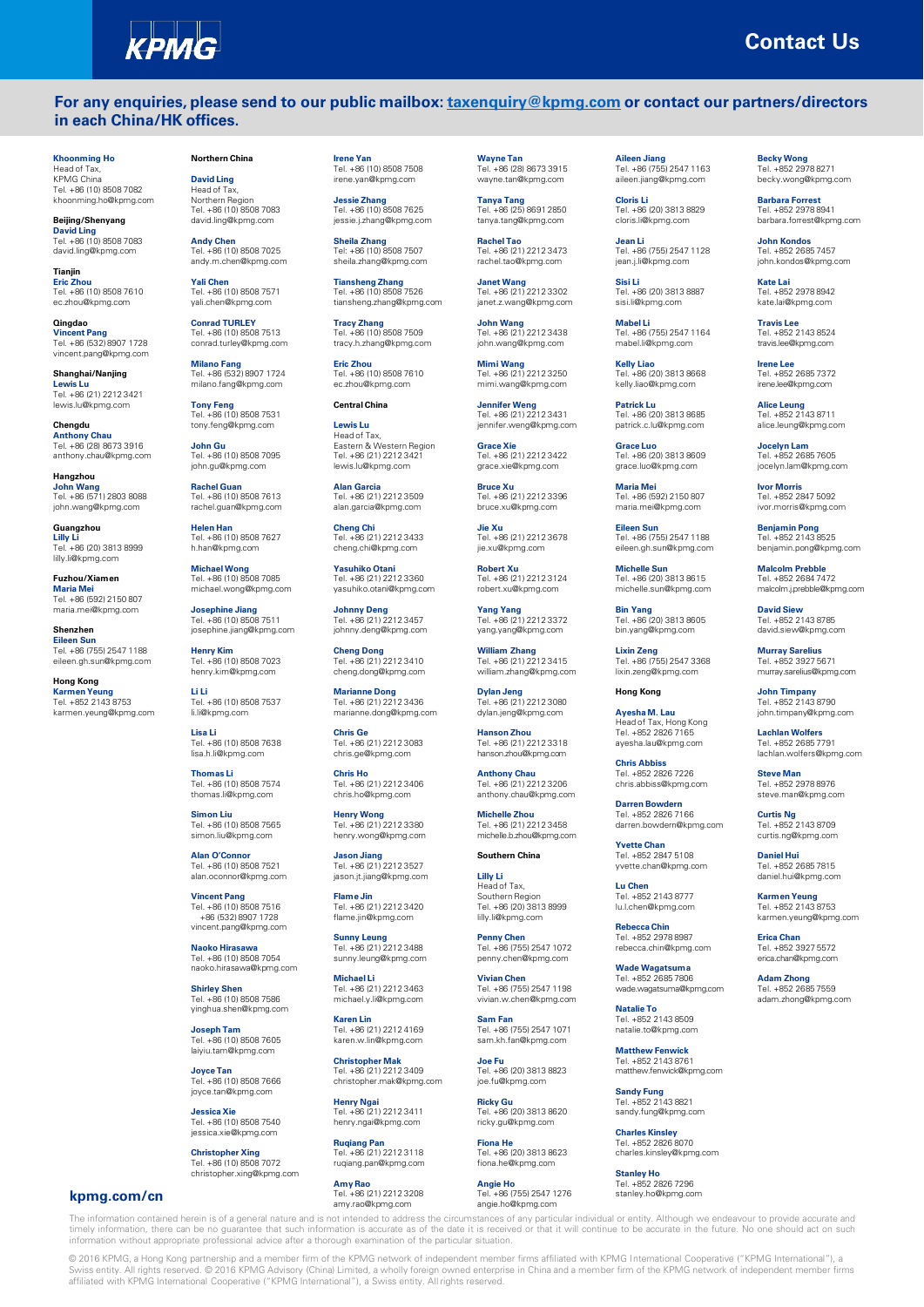# Contact Us

**For any enquiries, please send to our public mailbox: taxenquiry@kpmg.com or contact our partners/directors in each China/HK offices.**

**Khoonming Ho**
Head of Tax,
KPMG China
Tel. +86 (10) 8508 7082
khoonming.ho@kpmg.com

**Beijing/Shenyang**
**David Ling**
Tel. +86 (10) 8508 7083
david.ling@kpmg.com

**Tianjin**
**Eric Zhou**
Tel. +86 (10) 8508 7610
ec.zhou@kpmg.com

**Qingdao**
**Vincent Pang**
Tel. +86 (532) 8907 1728
vincent.pang@kpmg.com

**Shanghai/Nanjing**
**Lewis Lu**
Tel. +86 (21) 2212 3421
lewis.lu@kpmg.com

**Chengdu**
**Anthony Chau**
Tel. +86 (28) 8673 3916
anthony.chau@kpmg.com

**Hangzhou**
**John Wang**
Tel. +86 (571) 2803 8088
john.wang@kpmg.com

**Guangzhou**
**Lilly Li**
Tel. +86 (20) 3813 8999
lilly.li@kpmg.com

**Fuzhou/Xiamen**
**Maria Mei**
Tel. +86 (592) 2150 807
maria.mei@kpmg.com

**Shenzhen**
**Eileen Sun**
Tel. +86 (755) 2547 1188
eileen.gh.sun@kpmg.com

**Hong Kong**
**Karmen Yeung**
Tel. +852 2143 8753
karmen.yeung@kpmg.com

## Northern China

**David Ling**
Head of Tax,
Northern Region
Tel. +86 (10) 8508 7083
david.ling@kpmg.com

**Andy Chen**
Tel. +86 (10) 8508 7025
andy.m.chen@kpmg.com

**Yali Chen**
Tel. +86 (10) 8508 7571
yali.chen@kpmg.com

**Conrad TURLEY**
Tel. +86 (10) 8508 7513
conrad.turley@kpmg.com

**Milano Fang**
Tel. +86 (532) 8907 1724
milano.fang@kpmg.com

**Tony Feng**
Tel. +86 (10) 8508 7531
tony.feng@kpmg.com

**John Gu**
Tel. +86 (10) 8508 7095
john.gu@kpmg.com

**Rachel Guan**
Tel. +86 (10) 8508 7613
rachel.guan@kpmg.com

**Helen Han**
Tel. +86 (10) 8508 7627
h.han@kpmg.com

**Michael Wong**
Tel. +86 (10) 8508 7085
michael.wong@kpmg.com

**Josephine Jiang**
Tel. +86 (10) 8508 7511
josephine.jiang@kpmg.com

**Henry Kim**
Tel. +86 (10) 8508 7023
henry.kim@kpmg.com

**Li Li**
Tel. +86 (10) 8508 7537
li.li@kpmg.com

**Lisa Li**
Tel. +86 (10) 8508 7638
lisa.h.li@kpmg.com

**Thomas Li**
Tel. +86 (10) 8508 7574
thomas.li@kpmg.com

**Simon Liu**
Tel. +86 (10) 8508 7565
simon.liu@kpmg.com

**Alan O'Connor**
Tel. +86 (10) 8508 7521
alan.oconnor@kpmg.com

**Vincent Pang**
Tel. +86 (10) 8508 7516
+86 (532) 8907 1728
vincent.pang@kpmg.com

**Naoko Hirasawa**
Tel. +86 (10) 8508 7054
naoko.hirasawa@kpmg.com

**Shirley Shen**
Tel. +86 (10) 8508 7586
yinghua.shen@kpmg.com

**Joseph Tam**
Tel. +86 (10) 8508 7605
laiyiu.tam@kpmg.com

**Joyce Tan**
Tel. +86 (10) 8508 7666
joyce.tan@kpmg.com

**Jessica Xie**
Tel. +86 (10) 8508 7540
jessica.xie@kpmg.com

**Christopher Xing**
Tel. +86 (10) 8508 7072
christopher.xing@kpmg.com

**Irene Yan**
Tel. +86 (10) 8508 7508
irene.yan@kpmg.com

**Jessie Zhang**
Tel. +86 (10) 8508 7625
jessie.j.zhang@kpmg.com

**Sheila Zhang**
Tel. +86 (10) 8508 7507
sheila.zhang@kpmg.com

**Tiansheng Zhang**
Tel. +86 (10) 8508 7526
tiansheng.zhang@kpmg.com

**Tracy Zhang**
Tel. +86 (10) 8508 7509
tracy.h.zhang@kpmg.com

**Eric Zhou**
Tel. +86 (10) 8508 7610
ec.zhou@kpmg.com

## Central China

**Lewis Lu**
Head of Tax,
Eastern & Western Region
Tel. +86 (21) 2212 3421
lewis.lu@kpmg.com

**Alan Garcia**
Tel. +86 (21) 2212 3509
alan.garcia@kpmg.com

**Cheng Chi**
Tel. +86 (21) 2212 3433
cheng.chi@kpmg.com

**Yasuhiko Otani**
Tel. +86 (21) 2212 3360
yasuhiko.otani@kpmg.com

**Johnny Deng**
Tel. +86 (21) 2212 3457
johnny.deng@kpmg.com

**Cheng Dong**
Tel. +86 (21) 2212 3410
cheng.dong@kpmg.com

**Marianne Dong**
Tel. +86 (21) 2212 3436
marianne.dong@kpmg.com

**Chris Ge**
Tel. +86 (21) 2212 3083
chris.ge@kpmg.com

**Chris Ho**
Tel. +86 (21) 2212 3406
chris.ho@kpmg.com

**Henry Wong**
Tel. +86 (21) 2212 3380
henry.wong@kpmg.com

**Jason Jiang**
Tel. +86 (21) 2212 3527
jason.jt.jiang@kpmg.com

**Flame Jin**
Tel. +86 (21) 2212 3420
flame.jin@kpmg.com

**Sunny Leung**
Tel. +86 (21) 2212 3488
sunny.leung@kpmg.com

**Michael Li**
Tel. +86 (21) 2212 3463
michael.y.li@kpmg.com

**Karen Lin**
Tel. +86 (21) 2212 4169
karen.w.lin@kpmg.com

**Christopher Mak**
Tel. +86 (21) 2212 3409
christopher.mak@kpmg.com

**Henry Ngai**
Tel. +86 (21) 2212 3411
henry.ngai@kpmg.com

**Ruqiang Pan**
Tel. +86 (21) 2212 3118
ruqiang.pan@kpmg.com

**Amy Rao**
Tel. +86 (21) 2212 3208
amy.rao@kpmg.com

**Wayne Tan**
Tel. +86 (28) 8673 3915
wayne.tan@kpmg.com

**Tanya Tang**
Tel. +86 (25) 8691 2850
tanya.tang@kpmg.com

**Rachel Tao**
Tel. +86 (21) 2212 3473
rachel.tao@kpmg.com

**Janet Wang**
Tel. +86 (21) 2212 3302
janet.z.wang@kpmg.com

**John Wang**
Tel. +86 (21) 2212 3438
john.wang@kpmg.com

**Mimi Wang**
Tel. +86 (21) 2212 3250
mimi.wang@kpmg.com

**Jennifer Weng**
Tel. +86 (21) 2212 3431
jennifer.weng@kpmg.com

**Grace Xie**
Tel. +86 (21) 2212 3422
grace.xie@kpmg.com

**Bruce Xu**
Tel. +86 (21) 2212 3396
bruce.xu@kpmg.com

**Jie Xu**
Tel. +86 (21) 2212 3678
jie.xu@kpmg.com

**Robert Xu**
Tel. +86 (21) 2212 3124
robert.xu@kpmg.com

**Yang Yang**
Tel. +86 (21) 2212 3372
yang.yang@kpmg.com

**William Zhang**
Tel. +86 (21) 2212 3415
william.zhang@kpmg.com

**Dylan Jeng**
Tel. +86 (21) 2212 3080
dylan.jeng@kpmg.com

**Hanson Zhou**
Tel. +86 (21) 2212 3318
hanson.zhou@kpmg.com

**Anthony Chau**
Tel. +86 (21) 2212 3206
anthony.chau@kpmg.com

**Michelle Zhou**
Tel. +86 (21) 2212 3458
michelle.b.zhou@kpmg.com

## Southern China

**Lilly Li**
Head of Tax,
Southern Region
Tel. +86 (20) 3813 8999
lilly.li@kpmg.com

**Penny Chen**
Tel. +86 (755) 2547 1072
penny.chen@kpmg.com

**Vivian Chen**
Tel. +86 (755) 2547 1198
vivian.w.chen@kpmg.com

**Sam Fan**
Tel. +86 (755) 2547 1071
sam.kh.fan@kpmg.com

**Joe Fu**
Tel. +86 (20) 3813 8823
joe.fu@kpmg.com

**Ricky Gu**
Tel. +86 (20) 3813 8620
ricky.gu@kpmg.com

**Fiona He**
Tel. +86 (20) 3813 8623
fiona.he@kpmg.com

**Angie Ho**
Tel. +86 (755) 2547 1276
angie.ho@kpmg.com

**Aileen Jiang**
Tel. +86 (755) 2547 1163
aileen.jiang@kpmg.com

**Cloris Li**
Tel. +86 (20) 3813 8829
cloris.li@kpmg.com

**Jean Li**
Tel. +86 (755) 2547 1128
jean.j.li@kpmg.com

**Sisi Li**
Tel. +86 (20) 3813 8887
sisi.li@kpmg.com

**Mabel Li**
Tel. +86 (755) 2547 1164
mabel.li@kpmg.com

**Kelly Liao**
Tel. +86 (20) 3813 8668
kelly.liao@kpmg.com

**Patrick Lu**
Tel. +86 (20) 3813 8685
patrick.c.lu@kpmg.com

**Grace Luo**
Tel. +86 (20) 3813 8609
grace.luo@kpmg.com

**Maria Mei**
Tel. +86 (592) 2150 807
maria.mei@kpmg.com

**Eileen Sun**
Tel. +86 (755) 2547 1188
eileen.gh.sun@kpmg.com

**Michelle Sun**
Tel. +86 (20) 3813 8615
michelle.sun@kpmg.com

**Bin Yang**
Tel. +86 (20) 3813 8605
bin.yang@kpmg.com

**Lixin Zeng**
Tel. +86 (755) 2547 3368
lixin.zeng@kpmg.com

## Hong Kong

**Ayesha M. Lau**
Head of Tax, Hong Kong
Tel. +852 2826 7165
ayesha.lau@kpmg.com

**Chris Abbiss**
Tel. +852 2826 7226
chris.abbiss@kpmg.com

**Darren Bowdern**
Tel. +852 2826 7166
darren.bowdern@kpmg.com

**Yvette Chan**
Tel. +852 2847 5108
yvette.chan@kpmg.com

**Lu Chen**
Tel. +852 2143 8777
lu.l.chen@kpmg.com

**Rebecca Chin**
Tel. +852 2978 8987
rebecca.chin@kpmg.com

**Wade Wagatsuma**
Tel. +852 2685 7806
wade.wagatsuma@kpmg.com

**Natalie To**
Tel. +852 2143 8509
natalie.to@kpmg.com

**Matthew Fenwick**
Tel. +852 2143 8761
matthew.fenwick@kpmg.com

**Sandy Fung**
Tel. +852 2143 8821
sandy.fung@kpmg.com

**Charles Kinsley**
Tel. +852 2826 8070
charles.kinsley@kpmg.com

**Stanley Ho**
Tel. +852 2826 7296
stanley.ho@kpmg.com

**Becky Wong**
Tel. +852 2978 8271
becky.wong@kpmg.com

**Barbara Forrest**
Tel. +852 2978 8941
barbara.forrest@kpmg.com

**John Kondos**
Tel. +852 2685 7457
john.kondos@kpmg.com

**Kate Lai**
Tel. +852 2978 8942
kate.lai@kpmg.com

**Travis Lee**
Tel. +852 2143 8524
travis.lee@kpmg.com

**Irene Lee**
Tel. +852 2685 7372
irene.lee@kpmg.com

**Alice Leung**
Tel. +852 2143 8711
alice.leung@kpmg.com

**Jocelyn Lam**
Tel. +852 2685 7605
jocelyn.lam@kpmg.com

**Ivor Morris**
Tel. +852 2847 5092
ivor.morris@kpmg.com

**Benjamin Pong**
Tel. +852 2143 8525
benjamin.pong@kpmg.com

**Malcolm Prebble**
Tel. +852 2684 7472
malcolm.j.prebble@kpmg.com

**David Siew**
Tel. +852 2143 8785
david.siew@kpmg.com

**Murray Sarelius**
Tel. +852 3927 5671
murray.sarelius@kpmg.com

**John Timpany**
Tel. +852 2143 8790
john.timpany@kpmg.com

**Lachlan Wolfers**
Tel. +852 2685 7791
lachlan.wolfers@kpmg.com

**Steve Man**
Tel. +852 2978 8976
steve.man@kpmg.com

**Curtis Ng**
Tel. +852 2143 8709
curtis.ng@kpmg.com

**Daniel Hui**
Tel. +852 2685 7815
daniel.hui@kpmg.com

**Karmen Yeung**
Tel. +852 2143 8753
karmen.yeung@kpmg.com

**Erica Chan**
Tel. +852 3927 5572
erica.chan@kpmg.com

**Adam Zhong**
Tel. +852 2685 7559
adam.zhong@kpmg.com

**kpmg.com/cn**

The information contained herein is of a general nature and is not intended to address the circumstances of any particular individual or entity. Although we endeavour to provide accurate and timely information, there can be no guarantee that such information is accurate as of the date it is received or that it will continue to be accurate in the future. No one should act on such information without appropriate professional advice after a thorough examination of the particular situation.

© 2016 KPMG, a Hong Kong partnership and a member firm of the KPMG network of independent member firms affiliated with KPMG International Cooperative ("KPMG International"), a Swiss entity. All rights reserved. © 2016 KPMG Advisory (China) Limited, a wholly foreign owned enterprise in China and a member firm of the KPMG network of independent member firms affiliated with KPMG International Cooperative ("KPMG International"), a Swiss entity. All rights reserved.